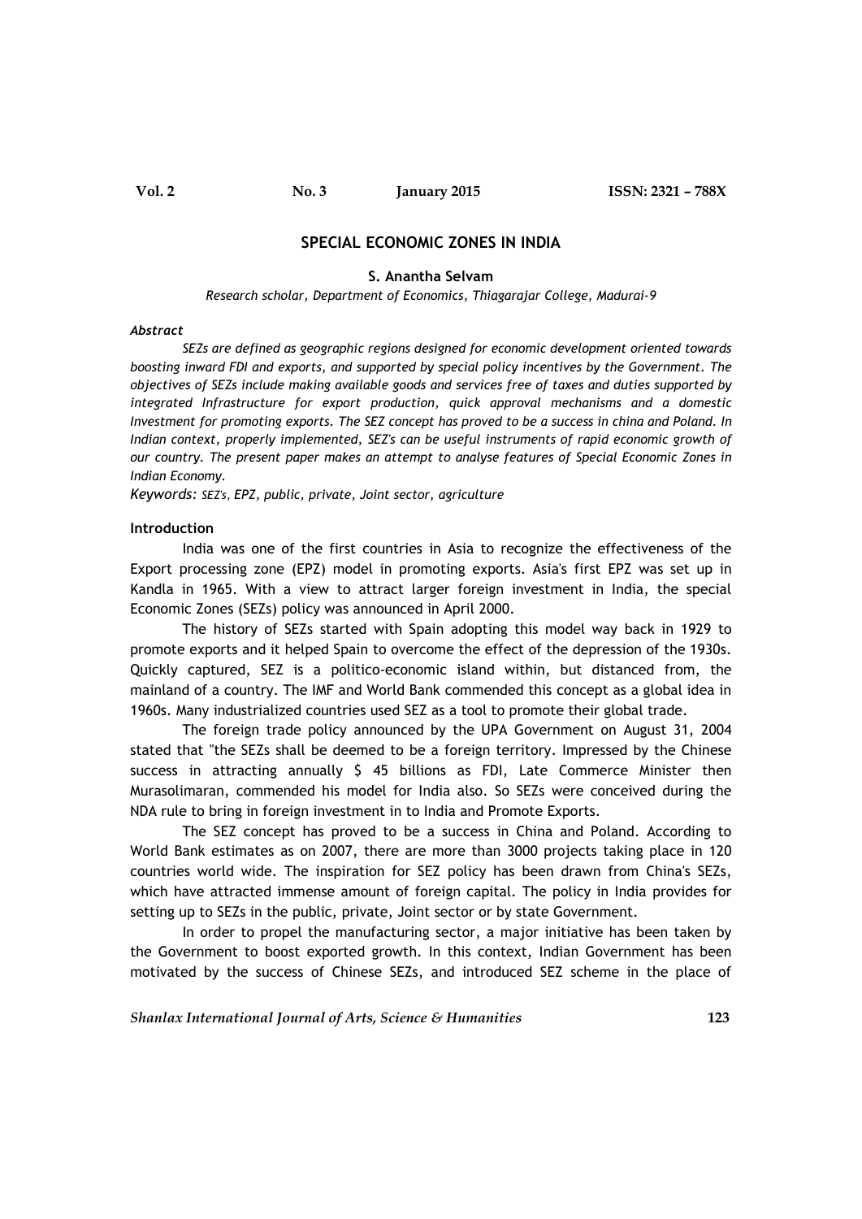# SPECIAL ECONOMIC ZONES IN INDIA

**S. Anantha Selvam**

*Research scholar, Department of Economics, Thiagarajar College, Madurai-9*

***Abstract***

*SEZs are defined as geographic regions designed for economic development oriented towards boosting inward FDI and exports, and supported by special policy incentives by the Government. The objectives of SEZs include making available goods and services free of taxes and duties supported by integrated Infrastructure for export production, quick approval mechanisms and a domestic Investment for promoting exports. The SEZ concept has proved to be a success in china and Poland. In Indian context, properly implemented, SEZ's can be useful instruments of rapid economic growth of our country. The present paper makes an attempt to analyse features of Special Economic Zones in Indian Economy.*

*Keywords: SEZ's, EPZ, public, private, Joint sector, agriculture*

## Introduction

India was one of the first countries in Asia to recognize the effectiveness of the Export processing zone (EPZ) model in promoting exports. Asia's first EPZ was set up in Kandla in 1965. With a view to attract larger foreign investment in India, the special Economic Zones (SEZs) policy was announced in April 2000.

The history of SEZs started with Spain adopting this model way back in 1929 to promote exports and it helped Spain to overcome the effect of the depression of the 1930s. Quickly captured, SEZ is a politico-economic island within, but distanced from, the mainland of a country. The IMF and World Bank commended this concept as a global idea in 1960s. Many industrialized countries used SEZ as a tool to promote their global trade.

The foreign trade policy announced by the UPA Government on August 31, 2004 stated that "the SEZs shall be deemed to be a foreign territory. Impressed by the Chinese success in attracting annually $ 45 billions as FDI, Late Commerce Minister then Murasolimaran, commended his model for India also. So SEZs were conceived during the NDA rule to bring in foreign investment in to India and Promote Exports.

The SEZ concept has proved to be a success in China and Poland. According to World Bank estimates as on 2007, there are more than 3000 projects taking place in 120 countries world wide. The inspiration for SEZ policy has been drawn from China's SEZs, which have attracted immense amount of foreign capital. The policy in India provides for setting up to SEZs in the public, private, Joint sector or by state Government.

In order to propel the manufacturing sector, a major initiative has been taken by the Government to boost exported growth. In this context, Indian Government has been motivated by the success of Chinese SEZs, and introduced SEZ scheme in the place of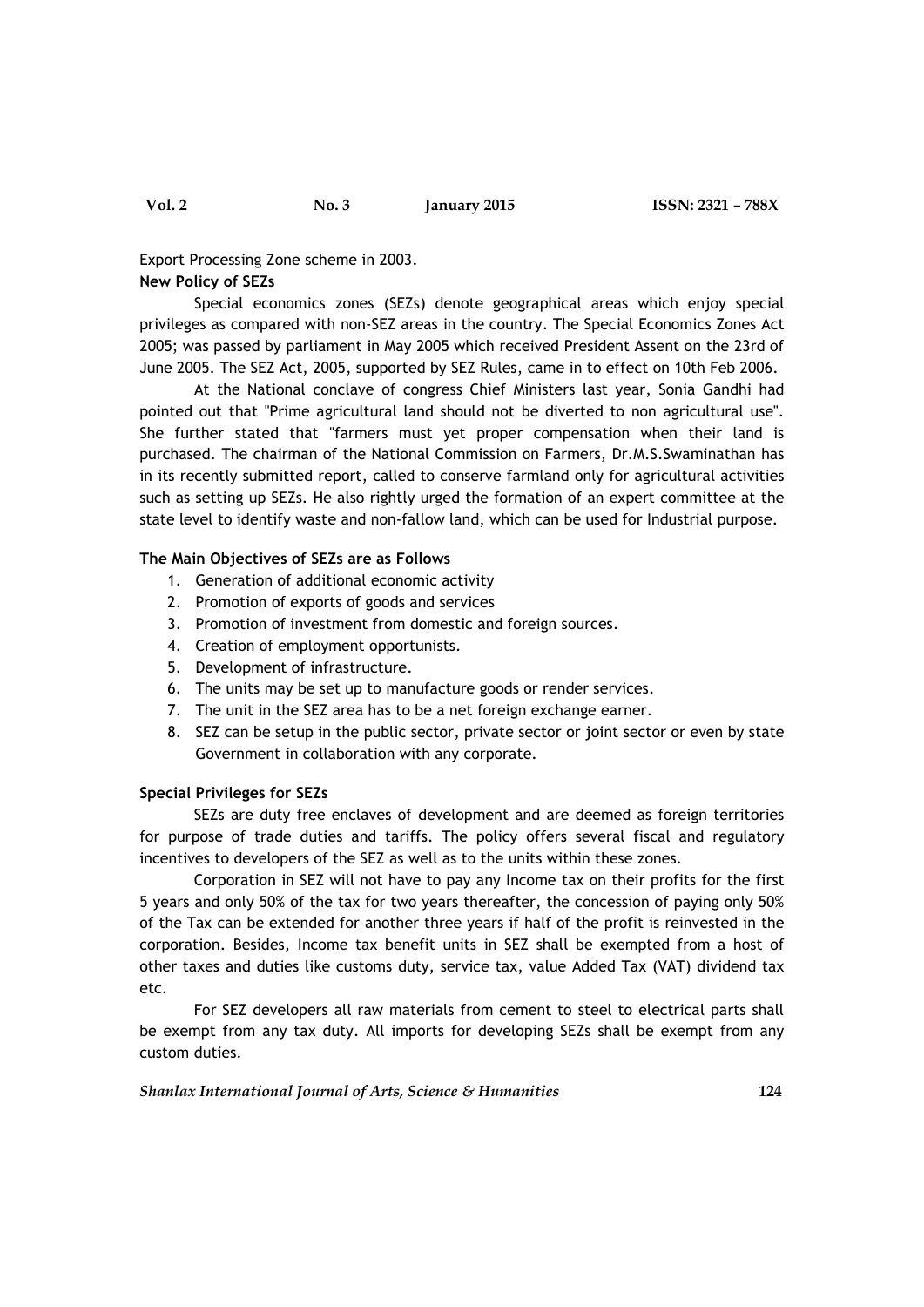Export Processing Zone scheme in 2003.

**New Policy of SEZs**

Special economics zones (SEZs) denote geographical areas which enjoy special privileges as compared with non-SEZ areas in the country. The Special Economics Zones Act 2005; was passed by parliament in May 2005 which received President Assent on the 23rd of June 2005. The SEZ Act, 2005, supported by SEZ Rules, came in to effect on 10th Feb 2006.

At the National conclave of congress Chief Ministers last year, Sonia Gandhi had pointed out that "Prime agricultural land should not be diverted to non agricultural use". She further stated that "farmers must yet proper compensation when their land is purchased. The chairman of the National Commission on Farmers, Dr.M.S.Swaminathan has in its recently submitted report, called to conserve farmland only for agricultural activities such as setting up SEZs. He also rightly urged the formation of an expert committee at the state level to identify waste and non-fallow land, which can be used for Industrial purpose.

**The Main Objectives of SEZs are as Follows**

1. Generation of additional economic activity
2. Promotion of exports of goods and services
3. Promotion of investment from domestic and foreign sources.
4. Creation of employment opportunists.
5. Development of infrastructure.
6. The units may be set up to manufacture goods or render services.
7. The unit in the SEZ area has to be a net foreign exchange earner.
8. SEZ can be setup in the public sector, private sector or joint sector or even by state Government in collaboration with any corporate.

**Special Privileges for SEZs**

SEZs are duty free enclaves of development and are deemed as foreign territories for purpose of trade duties and tariffs. The policy offers several fiscal and regulatory incentives to developers of the SEZ as well as to the units within these zones.

Corporation in SEZ will not have to pay any Income tax on their profits for the first 5 years and only 50% of the tax for two years thereafter, the concession of paying only 50% of the Tax can be extended for another three years if half of the profit is reinvested in the corporation. Besides, Income tax benefit units in SEZ shall be exempted from a host of other taxes and duties like customs duty, service tax, value Added Tax (VAT) dividend tax etc.

For SEZ developers all raw materials from cement to steel to electrical parts shall be exempt from any tax duty. All imports for developing SEZs shall be exempt from any custom duties.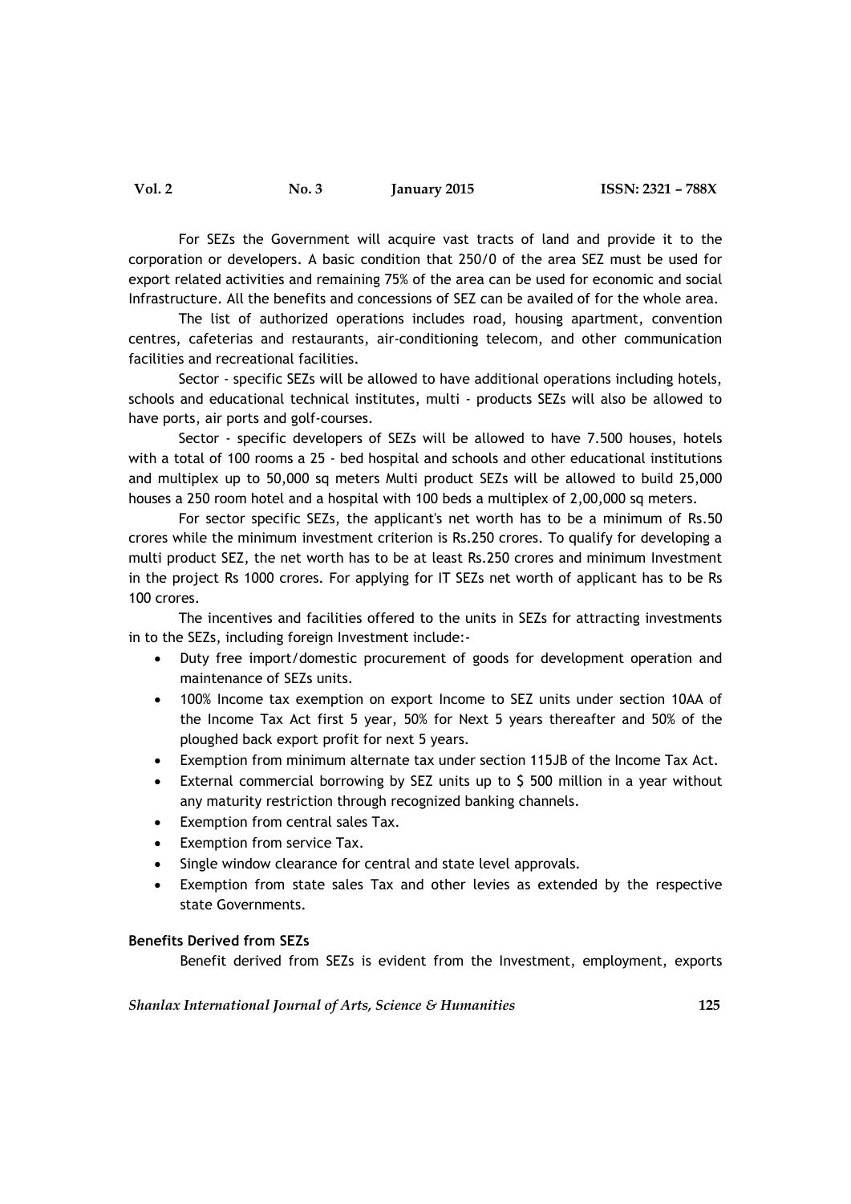For SEZs the Government will acquire vast tracts of land and provide it to the corporation or developers. A basic condition that 250/0 of the area SEZ must be used for export related activities and remaining 75% of the area can be used for economic and social Infrastructure. All the benefits and concessions of SEZ can be availed of for the whole area.

The list of authorized operations includes road, housing apartment, convention centres, cafeterias and restaurants, air-conditioning telecom, and other communication facilities and recreational facilities.

Sector - specific SEZs will be allowed to have additional operations including hotels, schools and educational technical institutes, multi - products SEZs will also be allowed to have ports, air ports and golf-courses.

Sector - specific developers of SEZs will be allowed to have 7.500 houses, hotels with a total of 100 rooms a 25 - bed hospital and schools and other educational institutions and multiplex up to 50,000 sq meters Multi product SEZs will be allowed to build 25,000 houses a 250 room hotel and a hospital with 100 beds a multiplex of 2,00,000 sq meters.

For sector specific SEZs, the applicant's net worth has to be a minimum of Rs.50 crores while the minimum investment criterion is Rs.250 crores. To qualify for developing a multi product SEZ, the net worth has to be at least Rs.250 crores and minimum Investment in the project Rs 1000 crores. For applying for IT SEZs net worth of applicant has to be Rs 100 crores.

The incentives and facilities offered to the units in SEZs for attracting investments in to the SEZs, including foreign Investment include:-

- Duty free import/domestic procurement of goods for development operation and maintenance of SEZs units.
- 100% Income tax exemption on export Income to SEZ units under section 10AA of the Income Tax Act first 5 year, 50% for Next 5 years thereafter and 50% of the ploughed back export profit for next 5 years.
- Exemption from minimum alternate tax under section 115JB of the Income Tax Act.
- External commercial borrowing by SEZ units up to $ 500 million in a year without any maturity restriction through recognized banking channels.
- Exemption from central sales Tax.
- Exemption from service Tax.
- Single window clearance for central and state level approvals.
- Exemption from state sales Tax and other levies as extended by the respective state Governments.

**Benefits Derived from SEZs**

Benefit derived from SEZs is evident from the Investment, employment, exports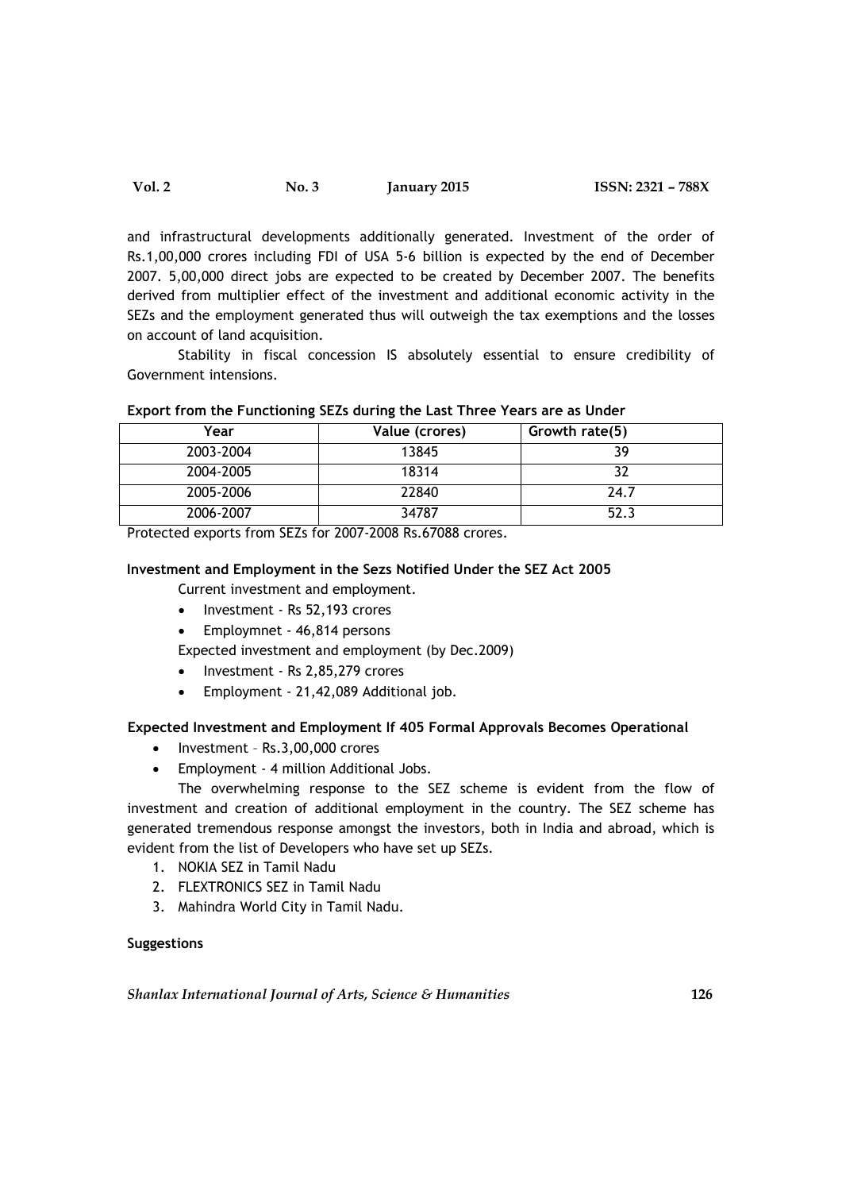and infrastructural developments additionally generated. Investment of the order of Rs.1,00,000 crores including FDI of USA 5-6 billion is expected by the end of December 2007. 5,00,000 direct jobs are expected to be created by December 2007. The benefits derived from multiplier effect of the investment and additional economic activity in the SEZs and the employment generated thus will outweigh the tax exemptions and the losses on account of land acquisition.

Stability in fiscal concession IS absolutely essential to ensure credibility of Government intensions.

**Export from the Functioning SEZs during the Last Three Years are as Under**

| Year | Value (crores) | Growth rate(5) |
|---|---|---|
| 2003-2004 | 13845 | 39 |
| 2004-2005 | 18314 | 32 |
| 2005-2006 | 22840 | 24.7 |
| 2006-2007 | 34787 | 52.3 |

Protected exports from SEZs for 2007-2008 Rs.67088 crores.

**Investment and Employment in the Sezs Notified Under the SEZ Act 2005**

Current investment and employment.

- Investment - Rs 52,193 crores
- Employmnet - 46,814 persons

Expected investment and employment (by Dec.2009)

- Investment - Rs 2,85,279 crores
- Employment - 21,42,089 Additional job.

**Expected Investment and Employment If 405 Formal Approvals Becomes Operational**

- Investment – Rs.3,00,000 crores
- Employment - 4 million Additional Jobs.

The overwhelming response to the SEZ scheme is evident from the flow of investment and creation of additional employment in the country. The SEZ scheme has generated tremendous response amongst the investors, both in India and abroad, which is evident from the list of Developers who have set up SEZs.

1. NOKIA SEZ in Tamil Nadu
2. FLEXTRONICS SEZ in Tamil Nadu
3. Mahindra World City in Tamil Nadu.

**Suggestions**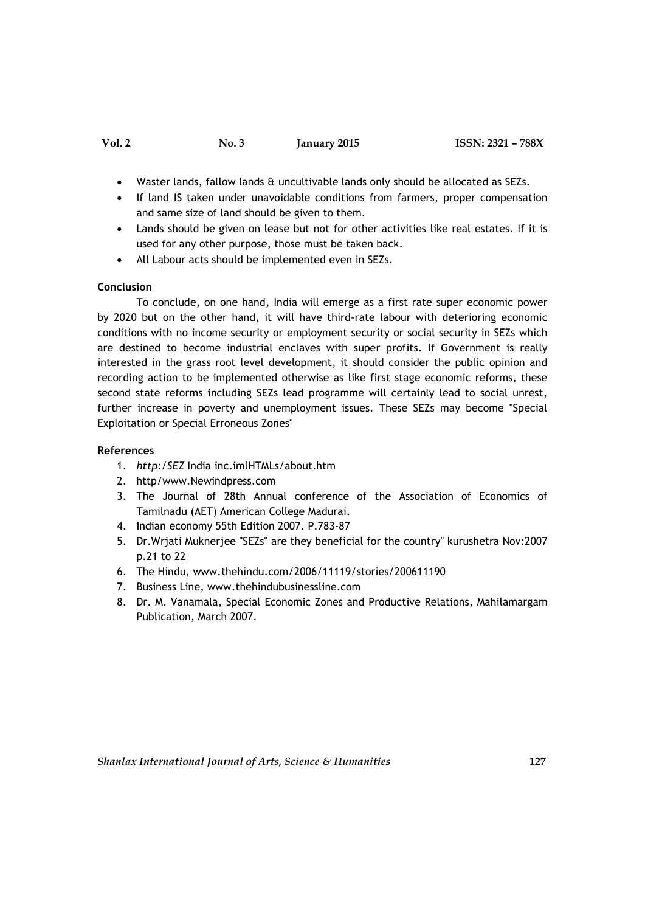- Waster lands, fallow lands & uncultivable lands only should be allocated as SEZs.
- If land IS taken under unavoidable conditions from farmers, proper compensation and same size of land should be given to them.
- Lands should be given on lease but not for other activities like real estates. If it is used for any other purpose, those must be taken back.
- All Labour acts should be implemented even in SEZs.

**Conclusion**

To conclude, on one hand, India will emerge as a first rate super economic power by 2020 but on the other hand, it will have third-rate labour with deterioring economic conditions with no income security or employment security or social security in SEZs which are destined to become industrial enclaves with super profits. If Government is really interested in the grass root level development, it should consider the public opinion and recording action to be implemented otherwise as like first stage economic reforms, these second state reforms including SEZs lead programme will certainly lead to social unrest, further increase in poverty and unemployment issues. These SEZs may become "Special Exploitation or Special Erroneous Zones"

**References**

1. *http:/SEZ* India inc.imlHTMLs/about.htm
2. http/www.Newindpress.com
3. The Journal of 28th Annual conference of the Association of Economics of Tamilnadu (AET) American College Madurai.
4. Indian economy 55th Edition 2007. P.783-87
5. Dr.Wrjati Muknerjee "SEZs" are they beneficial for the country" kurushetra Nov:2007 p.21 to 22
6. The Hindu, www.thehindu.com/2006/11119/stories/200611190
7. Business Line, www.thehindubusinessline.com
8. Dr. M. Vanamala, Special Economic Zones and Productive Relations, Mahilamargam Publication, March 2007.